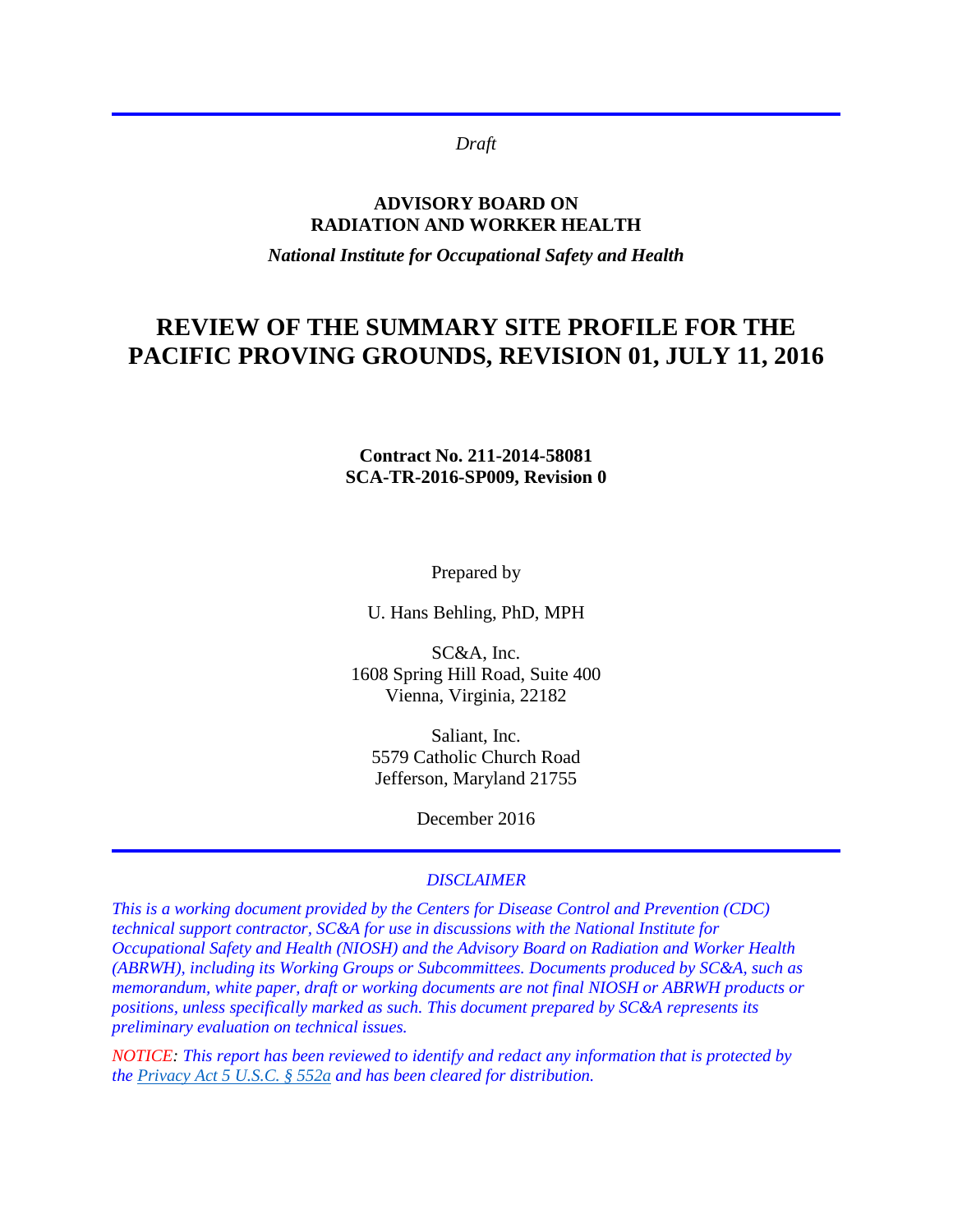*Draft*

**ADVISORY BOARD ON RADIATION AND WORKER HEALTH**

***National Institute for Occupational Safety and Health***

# REVIEW OF THE SUMMARY SITE PROFILE FOR THE PACIFIC PROVING GROUNDS, REVISION 01, JULY 11, 2016

**Contract No. 211-2014-58081**
**SCA-TR-2016-SP009, Revision 0**

Prepared by

U. Hans Behling, PhD, MPH

SC&A, Inc.
1608 Spring Hill Road, Suite 400
Vienna, Virginia, 22182

Saliant, Inc.
5579 Catholic Church Road
Jefferson, Maryland 21755

December 2016

*DISCLAIMER*

*This is a working document provided by the Centers for Disease Control and Prevention (CDC) technical support contractor, SC&A for use in discussions with the National Institute for Occupational Safety and Health (NIOSH) and the Advisory Board on Radiation and Worker Health (ABRWH), including its Working Groups or Subcommittees. Documents produced by SC&A, such as memorandum, white paper, draft or working documents are not final NIOSH or ABRWH products or positions, unless specifically marked as such. This document prepared by SC&A represents its preliminary evaluation on technical issues.*

*NOTICE: This report has been reviewed to identify and redact any information that is protected by the Privacy Act 5 U.S.C. § 552a and has been cleared for distribution.*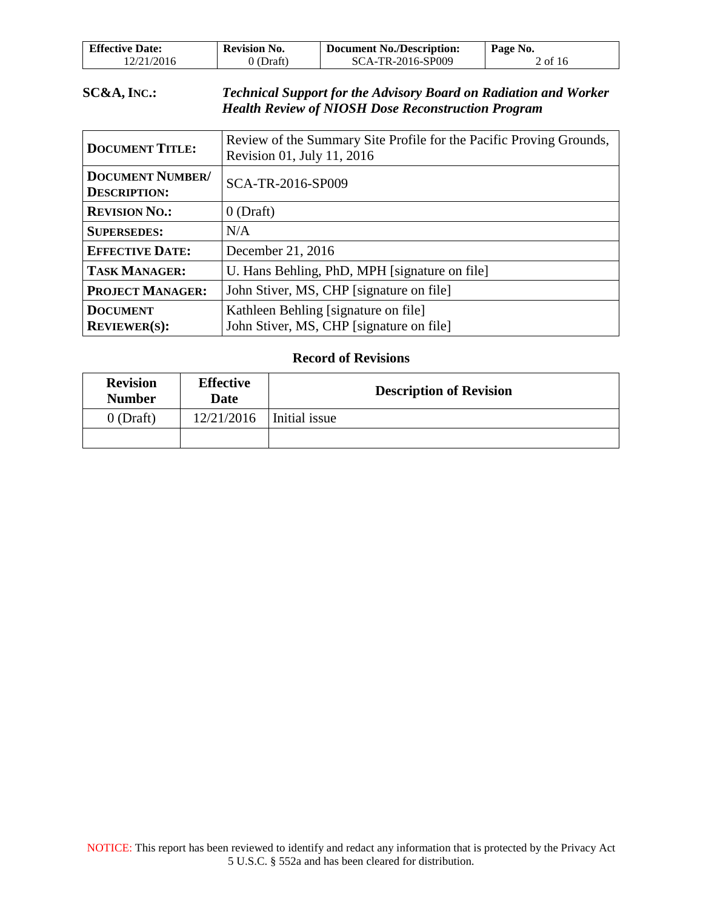**SC&A, INC.:** ***Technical Support for the Advisory Board on Radiation and Worker Health Review of NIOSH Dose Reconstruction Program***

| | |
|---|---|
| **DOCUMENT TITLE:** | Review of the Summary Site Profile for the Pacific Proving Grounds, Revision 01, July 11, 2016 |
| **DOCUMENT NUMBER/ DESCRIPTION:** | SCA-TR-2016-SP009 |
| **REVISION NO.:** | 0 (Draft) |
| **SUPERSEDES:** | N/A |
| **EFFECTIVE DATE:** | December 21, 2016 |
| **TASK MANAGER:** | U. Hans Behling, PhD, MPH [signature on file] |
| **PROJECT MANAGER:** | John Stiver, MS, CHP [signature on file] |
| **DOCUMENT REVIEWER(S):** | Kathleen Behling [signature on file]<br>John Stiver, MS, CHP [signature on file] |

**Record of Revisions**

| Revision Number | Effective Date | Description of Revision |
|---|---|---|
| 0 (Draft) | 12/21/2016 | Initial issue |
| | | |

NOTICE: This report has been reviewed to identify and redact any information that is protected by the Privacy Act 5 U.S.C. § 552a and has been cleared for distribution.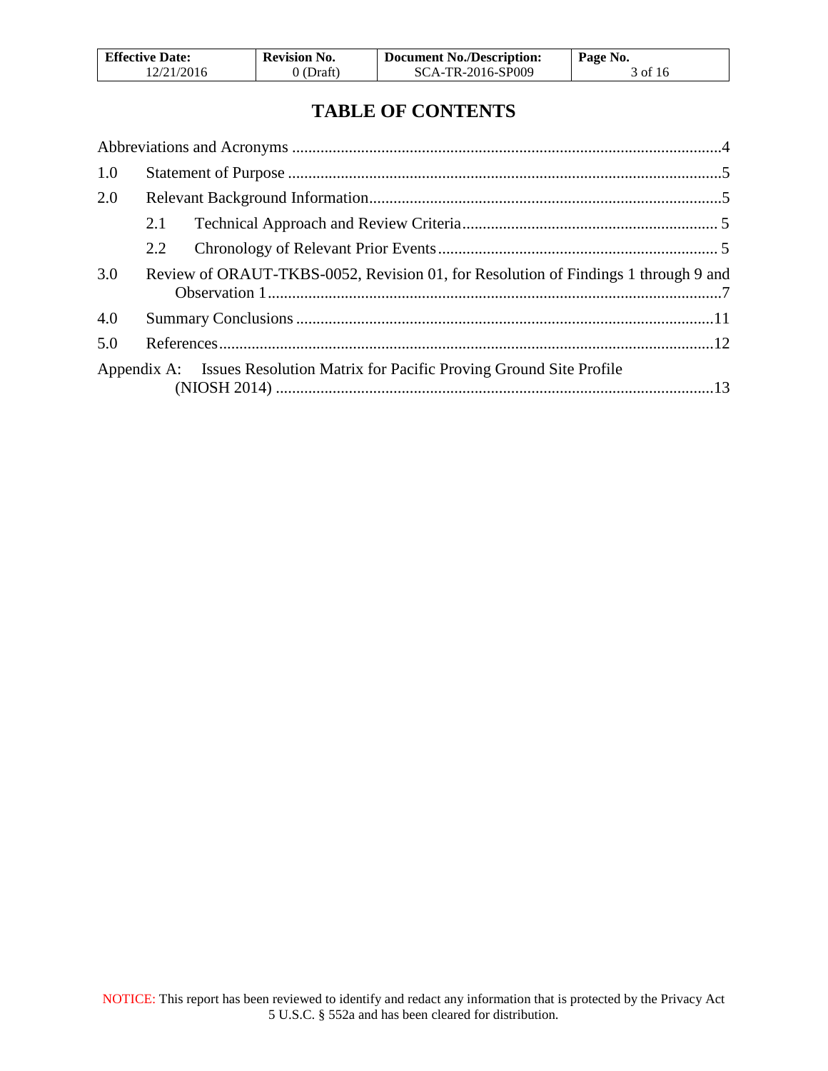# TABLE OF CONTENTS

Abbreviations and Acronyms ........................................................................................................4

1.0 Statement of Purpose ..........................................................................................................5

2.0 Relevant Background Information......................................................................................5

  2.1 Technical Approach and Review Criteria............................................................... 5

  2.2 Chronology of Relevant Prior Events .................................................................... 5

3.0 Review of ORAUT-TKBS-0052, Revision 01, for Resolution of Findings 1 through 9 and Observation 1................................................................................................................7

4.0 Summary Conclusions ......................................................................................................11

5.0 References..........................................................................................................................12

Appendix A: Issues Resolution Matrix for Pacific Proving Ground Site Profile (NIOSH 2014) ...........................................................................................................13

NOTICE: This report has been reviewed to identify and redact any information that is protected by the Privacy Act 5 U.S.C. § 552a and has been cleared for distribution.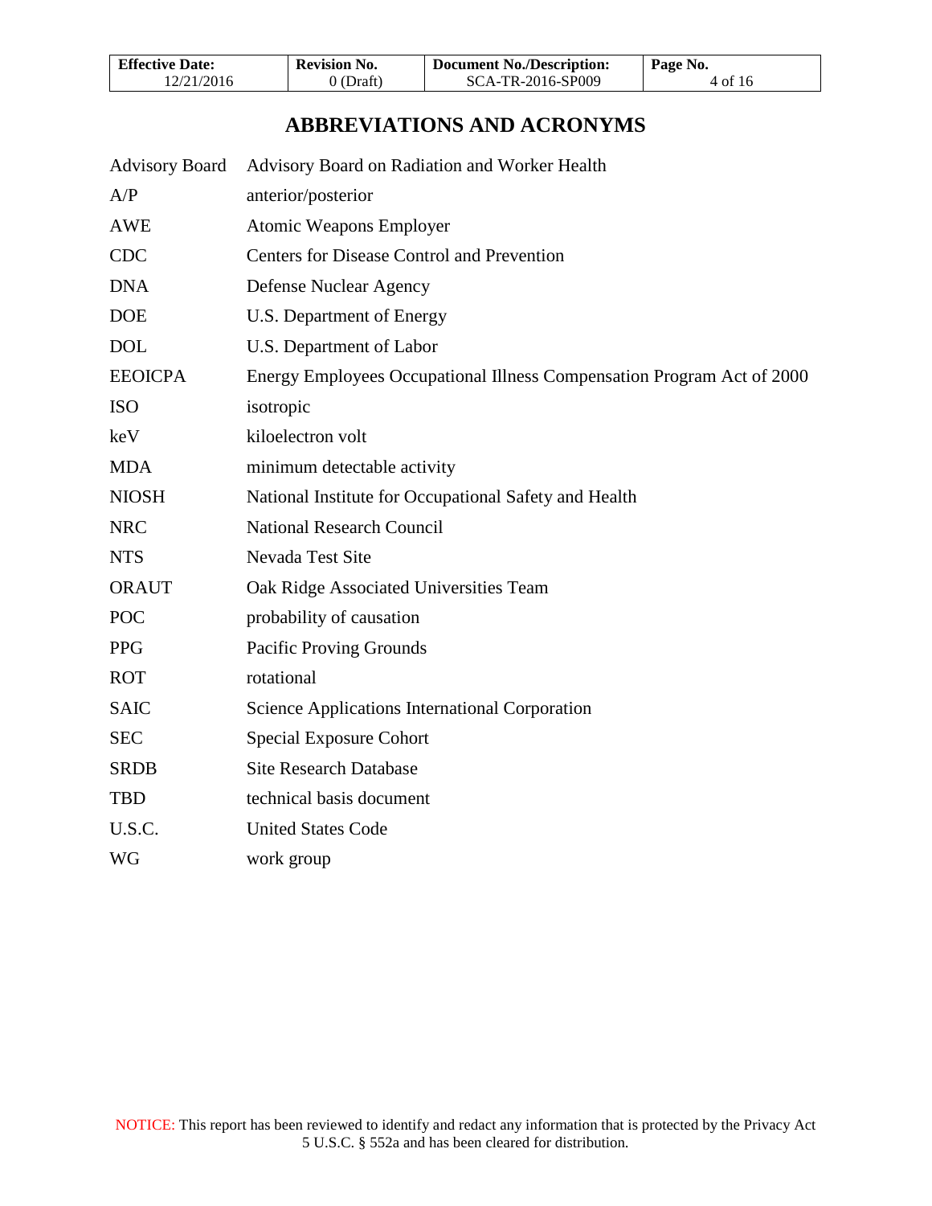# ABBREVIATIONS AND ACRONYMS

| | |
|---|---|
| Advisory Board | Advisory Board on Radiation and Worker Health |
| A/P | anterior/posterior |
| AWE | Atomic Weapons Employer |
| CDC | Centers for Disease Control and Prevention |
| DNA | Defense Nuclear Agency |
| DOE | U.S. Department of Energy |
| DOL | U.S. Department of Labor |
| EEOICPA | Energy Employees Occupational Illness Compensation Program Act of 2000 |
| ISO | isotropic |
| keV | kiloelectron volt |
| MDA | minimum detectable activity |
| NIOSH | National Institute for Occupational Safety and Health |
| NRC | National Research Council |
| NTS | Nevada Test Site |
| ORAUT | Oak Ridge Associated Universities Team |
| POC | probability of causation |
| PPG | Pacific Proving Grounds |
| ROT | rotational |
| SAIC | Science Applications International Corporation |
| SEC | Special Exposure Cohort |
| SRDB | Site Research Database |
| TBD | technical basis document |
| U.S.C. | United States Code |
| WG | work group |

NOTICE: This report has been reviewed to identify and redact any information that is protected by the Privacy Act 5 U.S.C. § 552a and has been cleared for distribution.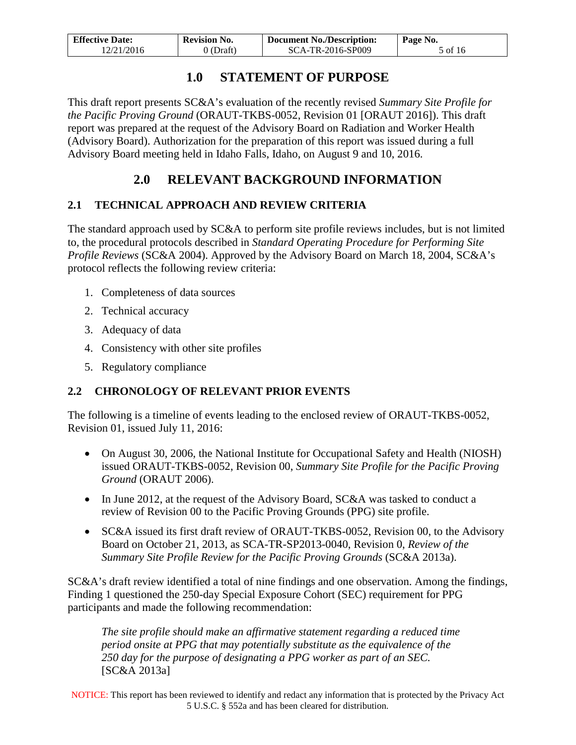# 1.0 STATEMENT OF PURPOSE

This draft report presents SC&A's evaluation of the recently revised *Summary Site Profile for the Pacific Proving Ground* (ORAUT-TKBS-0052, Revision 01 [ORAUT 2016]). This draft report was prepared at the request of the Advisory Board on Radiation and Worker Health (Advisory Board). Authorization for the preparation of this report was issued during a full Advisory Board meeting held in Idaho Falls, Idaho, on August 9 and 10, 2016.

# 2.0 RELEVANT BACKGROUND INFORMATION

## 2.1 TECHNICAL APPROACH AND REVIEW CRITERIA

The standard approach used by SC&A to perform site profile reviews includes, but is not limited to, the procedural protocols described in *Standard Operating Procedure for Performing Site Profile Reviews* (SC&A 2004). Approved by the Advisory Board on March 18, 2004, SC&A's protocol reflects the following review criteria:

1. Completeness of data sources
2. Technical accuracy
3. Adequacy of data
4. Consistency with other site profiles
5. Regulatory compliance

## 2.2 CHRONOLOGY OF RELEVANT PRIOR EVENTS

The following is a timeline of events leading to the enclosed review of ORAUT-TKBS-0052, Revision 01, issued July 11, 2016:

- On August 30, 2006, the National Institute for Occupational Safety and Health (NIOSH) issued ORAUT-TKBS-0052, Revision 00, *Summary Site Profile for the Pacific Proving Ground* (ORAUT 2006).
- In June 2012, at the request of the Advisory Board, SC&A was tasked to conduct a review of Revision 00 to the Pacific Proving Grounds (PPG) site profile.
- SC&A issued its first draft review of ORAUT-TKBS-0052, Revision 00, to the Advisory Board on October 21, 2013, as SCA-TR-SP2013-0040, Revision 0, *Review of the Summary Site Profile Review for the Pacific Proving Grounds* (SC&A 2013a).

SC&A's draft review identified a total of nine findings and one observation. Among the findings, Finding 1 questioned the 250-day Special Exposure Cohort (SEC) requirement for PPG participants and made the following recommendation:

> *The site profile should make an affirmative statement regarding a reduced time period onsite at PPG that may potentially substitute as the equivalence of the 250 day for the purpose of designating a PPG worker as part of an SEC.* [SC&A 2013a]

NOTICE: This report has been reviewed to identify and redact any information that is protected by the Privacy Act 5 U.S.C. § 552a and has been cleared for distribution.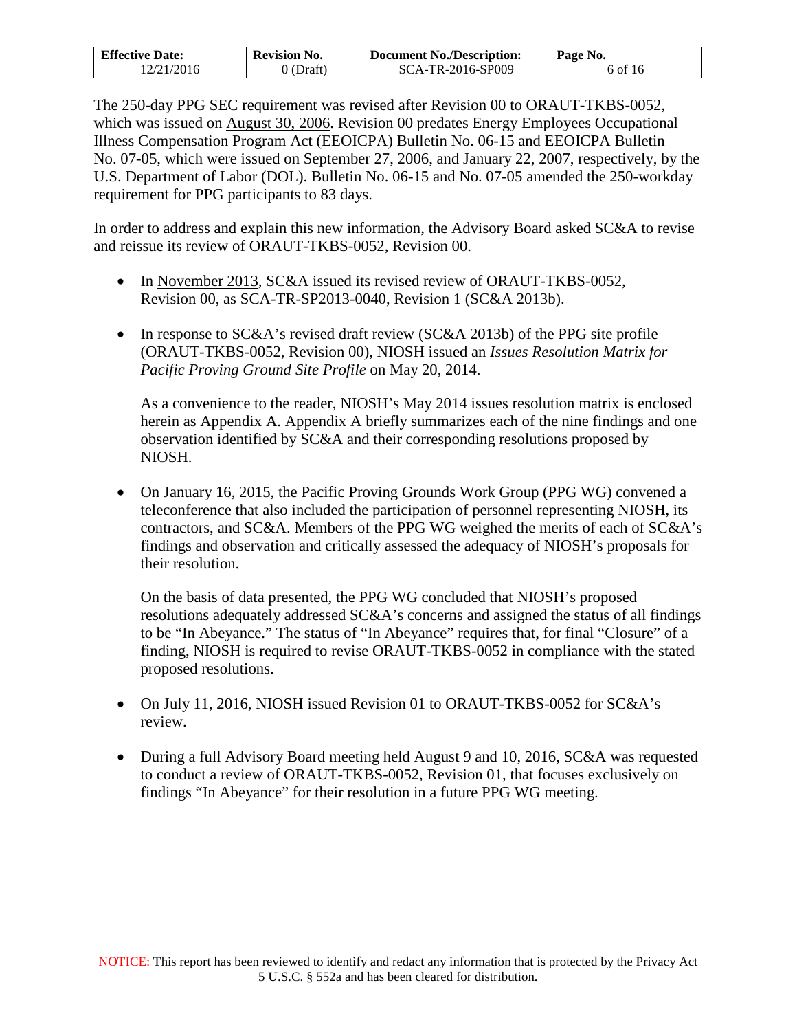The 250-day PPG SEC requirement was revised after Revision 00 to ORAUT-TKBS-0052, which was issued on August 30, 2006. Revision 00 predates Energy Employees Occupational Illness Compensation Program Act (EEOICPA) Bulletin No. 06-15 and EEOICPA Bulletin No. 07-05, which were issued on September 27, 2006, and January 22, 2007, respectively, by the U.S. Department of Labor (DOL). Bulletin No. 06-15 and No. 07-05 amended the 250-workday requirement for PPG participants to 83 days.

In order to address and explain this new information, the Advisory Board asked SC&A to revise and reissue its review of ORAUT-TKBS-0052, Revision 00.

- In November 2013, SC&A issued its revised review of ORAUT-TKBS-0052, Revision 00, as SCA-TR-SP2013-0040, Revision 1 (SC&A 2013b).
- In response to SC&A's revised draft review (SC&A 2013b) of the PPG site profile (ORAUT-TKBS-0052, Revision 00), NIOSH issued an *Issues Resolution Matrix for Pacific Proving Ground Site Profile* on May 20, 2014.

  As a convenience to the reader, NIOSH's May 2014 issues resolution matrix is enclosed herein as Appendix A. Appendix A briefly summarizes each of the nine findings and one observation identified by SC&A and their corresponding resolutions proposed by NIOSH.

- On January 16, 2015, the Pacific Proving Grounds Work Group (PPG WG) convened a teleconference that also included the participation of personnel representing NIOSH, its contractors, and SC&A. Members of the PPG WG weighed the merits of each of SC&A's findings and observation and critically assessed the adequacy of NIOSH's proposals for their resolution.

  On the basis of data presented, the PPG WG concluded that NIOSH's proposed resolutions adequately addressed SC&A's concerns and assigned the status of all findings to be "In Abeyance." The status of "In Abeyance" requires that, for final "Closure" of a finding, NIOSH is required to revise ORAUT-TKBS-0052 in compliance with the stated proposed resolutions.

- On July 11, 2016, NIOSH issued Revision 01 to ORAUT-TKBS-0052 for SC&A's review.
- During a full Advisory Board meeting held August 9 and 10, 2016, SC&A was requested to conduct a review of ORAUT-TKBS-0052, Revision 01, that focuses exclusively on findings "In Abeyance" for their resolution in a future PPG WG meeting.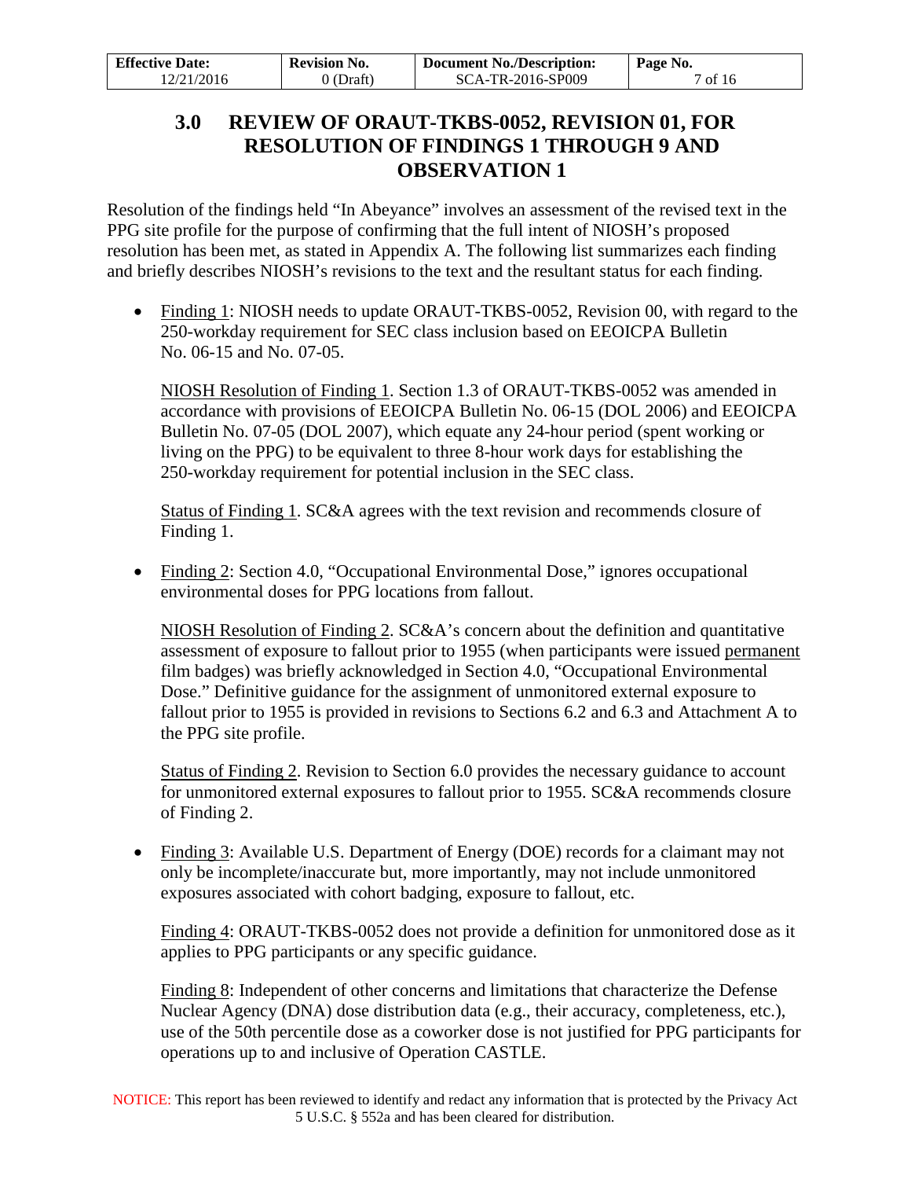## 3.0 REVIEW OF ORAUT-TKBS-0052, REVISION 01, FOR RESOLUTION OF FINDINGS 1 THROUGH 9 AND OBSERVATION 1

Resolution of the findings held "In Abeyance" involves an assessment of the revised text in the PPG site profile for the purpose of confirming that the full intent of NIOSH's proposed resolution has been met, as stated in Appendix A. The following list summarizes each finding and briefly describes NIOSH's revisions to the text and the resultant status for each finding.

- Finding 1: NIOSH needs to update ORAUT-TKBS-0052, Revision 00, with regard to the 250-workday requirement for SEC class inclusion based on EEOICPA Bulletin No. 06-15 and No. 07-05.

  NIOSH Resolution of Finding 1. Section 1.3 of ORAUT-TKBS-0052 was amended in accordance with provisions of EEOICPA Bulletin No. 06-15 (DOL 2006) and EEOICPA Bulletin No. 07-05 (DOL 2007), which equate any 24-hour period (spent working or living on the PPG) to be equivalent to three 8-hour work days for establishing the 250-workday requirement for potential inclusion in the SEC class.

  Status of Finding 1. SC&A agrees with the text revision and recommends closure of Finding 1.

- Finding 2: Section 4.0, "Occupational Environmental Dose," ignores occupational environmental doses for PPG locations from fallout.

  NIOSH Resolution of Finding 2. SC&A's concern about the definition and quantitative assessment of exposure to fallout prior to 1955 (when participants were issued permanent film badges) was briefly acknowledged in Section 4.0, "Occupational Environmental Dose." Definitive guidance for the assignment of unmonitored external exposure to fallout prior to 1955 is provided in revisions to Sections 6.2 and 6.3 and Attachment A to the PPG site profile.

  Status of Finding 2. Revision to Section 6.0 provides the necessary guidance to account for unmonitored external exposures to fallout prior to 1955. SC&A recommends closure of Finding 2.

- Finding 3: Available U.S. Department of Energy (DOE) records for a claimant may not only be incomplete/inaccurate but, more importantly, may not include unmonitored exposures associated with cohort badging, exposure to fallout, etc.

  Finding 4: ORAUT-TKBS-0052 does not provide a definition for unmonitored dose as it applies to PPG participants or any specific guidance.

  Finding 8: Independent of other concerns and limitations that characterize the Defense Nuclear Agency (DNA) dose distribution data (e.g., their accuracy, completeness, etc.), use of the 50th percentile dose as a coworker dose is not justified for PPG participants for operations up to and inclusive of Operation CASTLE.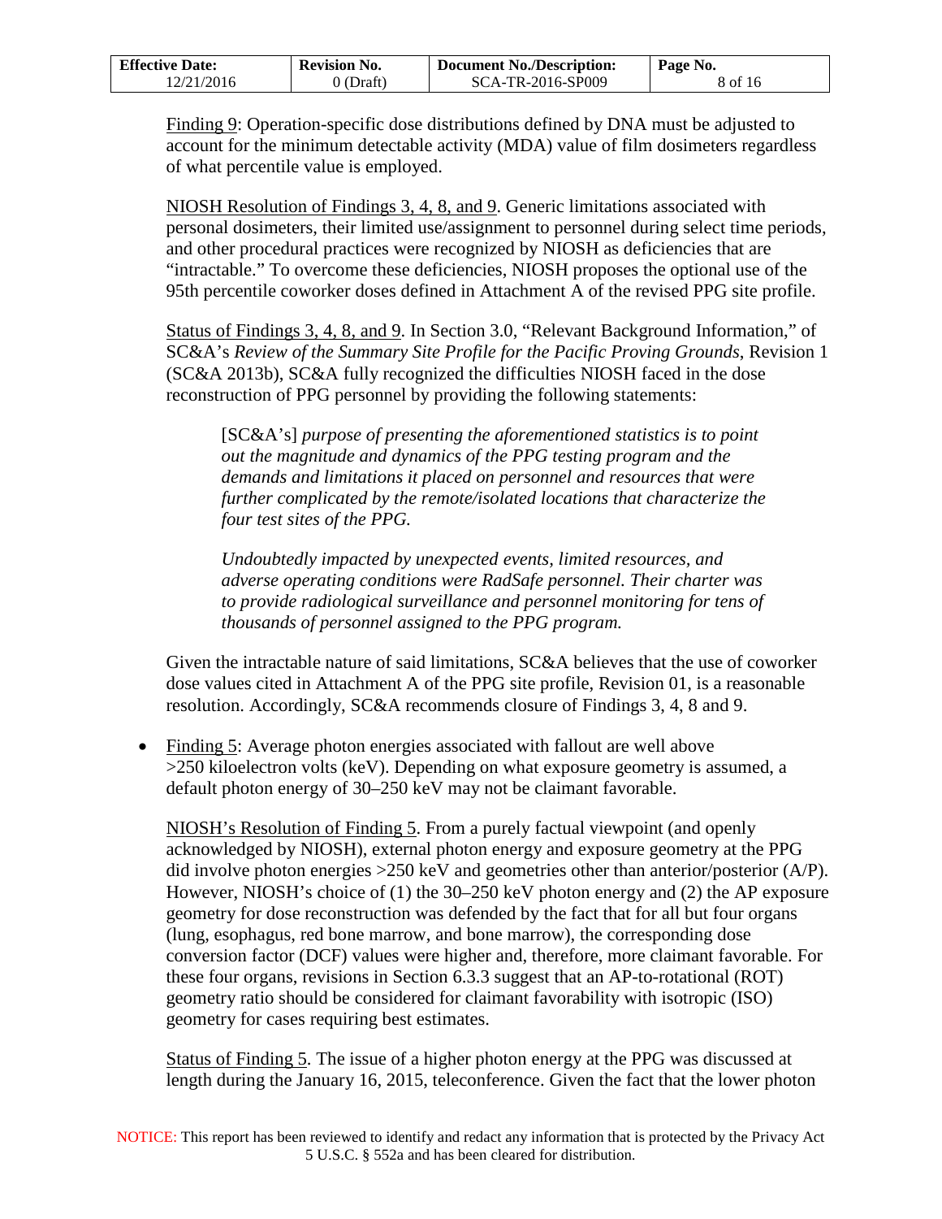Finding 9: Operation-specific dose distributions defined by DNA must be adjusted to account for the minimum detectable activity (MDA) value of film dosimeters regardless of what percentile value is employed.

NIOSH Resolution of Findings 3, 4, 8, and 9. Generic limitations associated with personal dosimeters, their limited use/assignment to personnel during select time periods, and other procedural practices were recognized by NIOSH as deficiencies that are "intractable." To overcome these deficiencies, NIOSH proposes the optional use of the 95th percentile coworker doses defined in Attachment A of the revised PPG site profile.

Status of Findings 3, 4, 8, and 9. In Section 3.0, "Relevant Background Information," of SC&A's *Review of the Summary Site Profile for the Pacific Proving Grounds*, Revision 1 (SC&A 2013b), SC&A fully recognized the difficulties NIOSH faced in the dose reconstruction of PPG personnel by providing the following statements:

> [SC&A's] *purpose of presenting the aforementioned statistics is to point out the magnitude and dynamics of the PPG testing program and the demands and limitations it placed on personnel and resources that were further complicated by the remote/isolated locations that characterize the four test sites of the PPG.*
>
> *Undoubtedly impacted by unexpected events, limited resources, and adverse operating conditions were RadSafe personnel. Their charter was to provide radiological surveillance and personnel monitoring for tens of thousands of personnel assigned to the PPG program.*

Given the intractable nature of said limitations, SC&A believes that the use of coworker dose values cited in Attachment A of the PPG site profile, Revision 01, is a reasonable resolution. Accordingly, SC&A recommends closure of Findings 3, 4, 8 and 9.

- Finding 5: Average photon energies associated with fallout are well above >250 kiloelectron volts (keV). Depending on what exposure geometry is assumed, a default photon energy of 30–250 keV may not be claimant favorable.

  NIOSH's Resolution of Finding 5. From a purely factual viewpoint (and openly acknowledged by NIOSH), external photon energy and exposure geometry at the PPG did involve photon energies >250 keV and geometries other than anterior/posterior (A/P). However, NIOSH's choice of (1) the 30–250 keV photon energy and (2) the AP exposure geometry for dose reconstruction was defended by the fact that for all but four organs (lung, esophagus, red bone marrow, and bone marrow), the corresponding dose conversion factor (DCF) values were higher and, therefore, more claimant favorable. For these four organs, revisions in Section 6.3.3 suggest that an AP-to-rotational (ROT) geometry ratio should be considered for claimant favorability with isotropic (ISO) geometry for cases requiring best estimates.

  Status of Finding 5. The issue of a higher photon energy at the PPG was discussed at length during the January 16, 2015, teleconference. Given the fact that the lower photon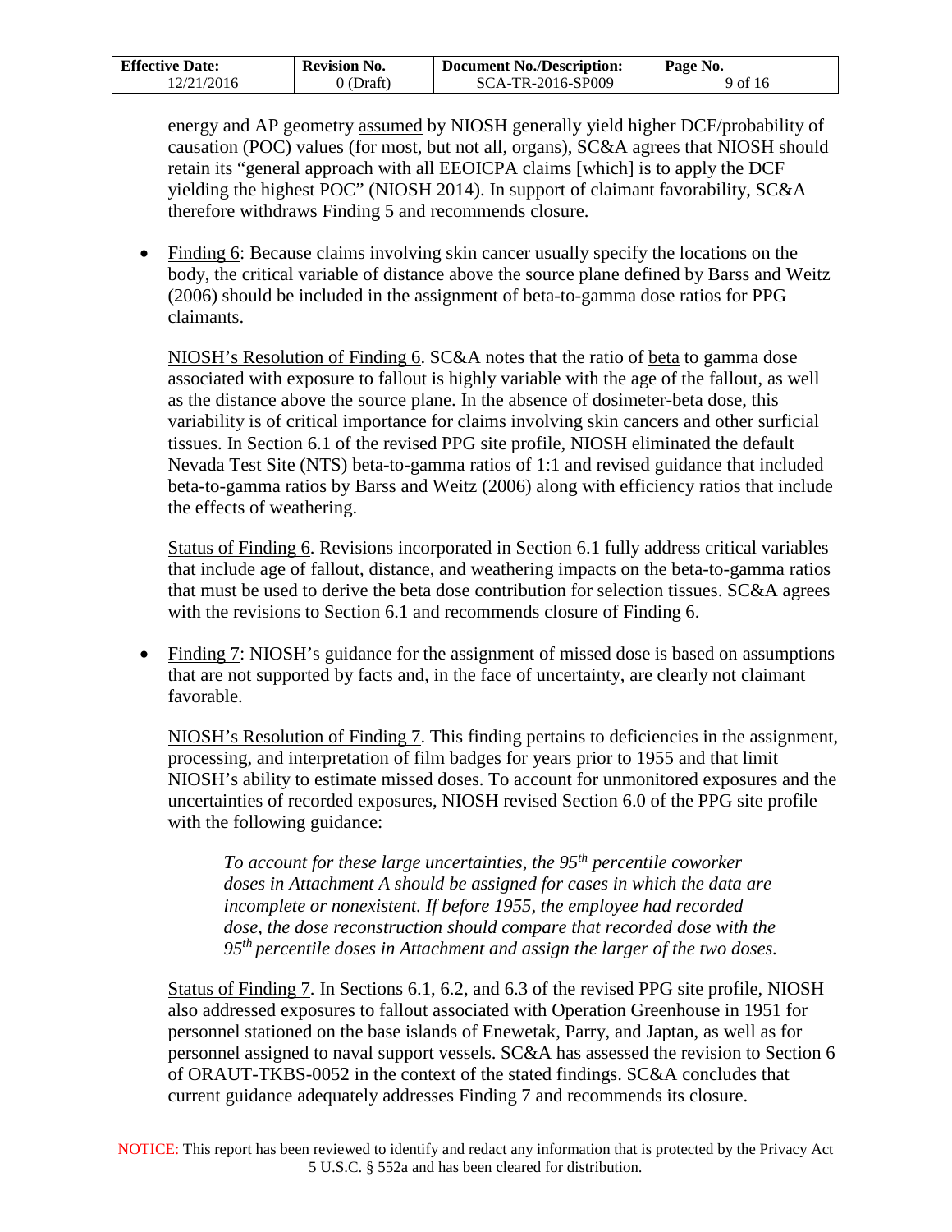energy and AP geometry assumed by NIOSH generally yield higher DCF/probability of causation (POC) values (for most, but not all, organs), SC&A agrees that NIOSH should retain its "general approach with all EEOICPA claims [which] is to apply the DCF yielding the highest POC" (NIOSH 2014). In support of claimant favorability, SC&A therefore withdraws Finding 5 and recommends closure.

- Finding 6: Because claims involving skin cancer usually specify the locations on the body, the critical variable of distance above the source plane defined by Barss and Weitz (2006) should be included in the assignment of beta-to-gamma dose ratios for PPG claimants.

  NIOSH's Resolution of Finding 6. SC&A notes that the ratio of beta to gamma dose associated with exposure to fallout is highly variable with the age of the fallout, as well as the distance above the source plane. In the absence of dosimeter-beta dose, this variability is of critical importance for claims involving skin cancers and other surficial tissues. In Section 6.1 of the revised PPG site profile, NIOSH eliminated the default Nevada Test Site (NTS) beta-to-gamma ratios of 1:1 and revised guidance that included beta-to-gamma ratios by Barss and Weitz (2006) along with efficiency ratios that include the effects of weathering.

  Status of Finding 6. Revisions incorporated in Section 6.1 fully address critical variables that include age of fallout, distance, and weathering impacts on the beta-to-gamma ratios that must be used to derive the beta dose contribution for selection tissues. SC&A agrees with the revisions to Section 6.1 and recommends closure of Finding 6.

- Finding 7: NIOSH's guidance for the assignment of missed dose is based on assumptions that are not supported by facts and, in the face of uncertainty, are clearly not claimant favorable.

  NIOSH's Resolution of Finding 7. This finding pertains to deficiencies in the assignment, processing, and interpretation of film badges for years prior to 1955 and that limit NIOSH's ability to estimate missed doses. To account for unmonitored exposures and the uncertainties of recorded exposures, NIOSH revised Section 6.0 of the PPG site profile with the following guidance:

  > *To account for these large uncertainties, the 95th percentile coworker doses in Attachment A should be assigned for cases in which the data are incomplete or nonexistent. If before 1955, the employee had recorded dose, the dose reconstruction should compare that recorded dose with the 95th percentile doses in Attachment and assign the larger of the two doses.*

  Status of Finding 7. In Sections 6.1, 6.2, and 6.3 of the revised PPG site profile, NIOSH also addressed exposures to fallout associated with Operation Greenhouse in 1951 for personnel stationed on the base islands of Enewetak, Parry, and Japtan, as well as for personnel assigned to naval support vessels. SC&A has assessed the revision to Section 6 of ORAUT-TKBS-0052 in the context of the stated findings. SC&A concludes that current guidance adequately addresses Finding 7 and recommends its closure.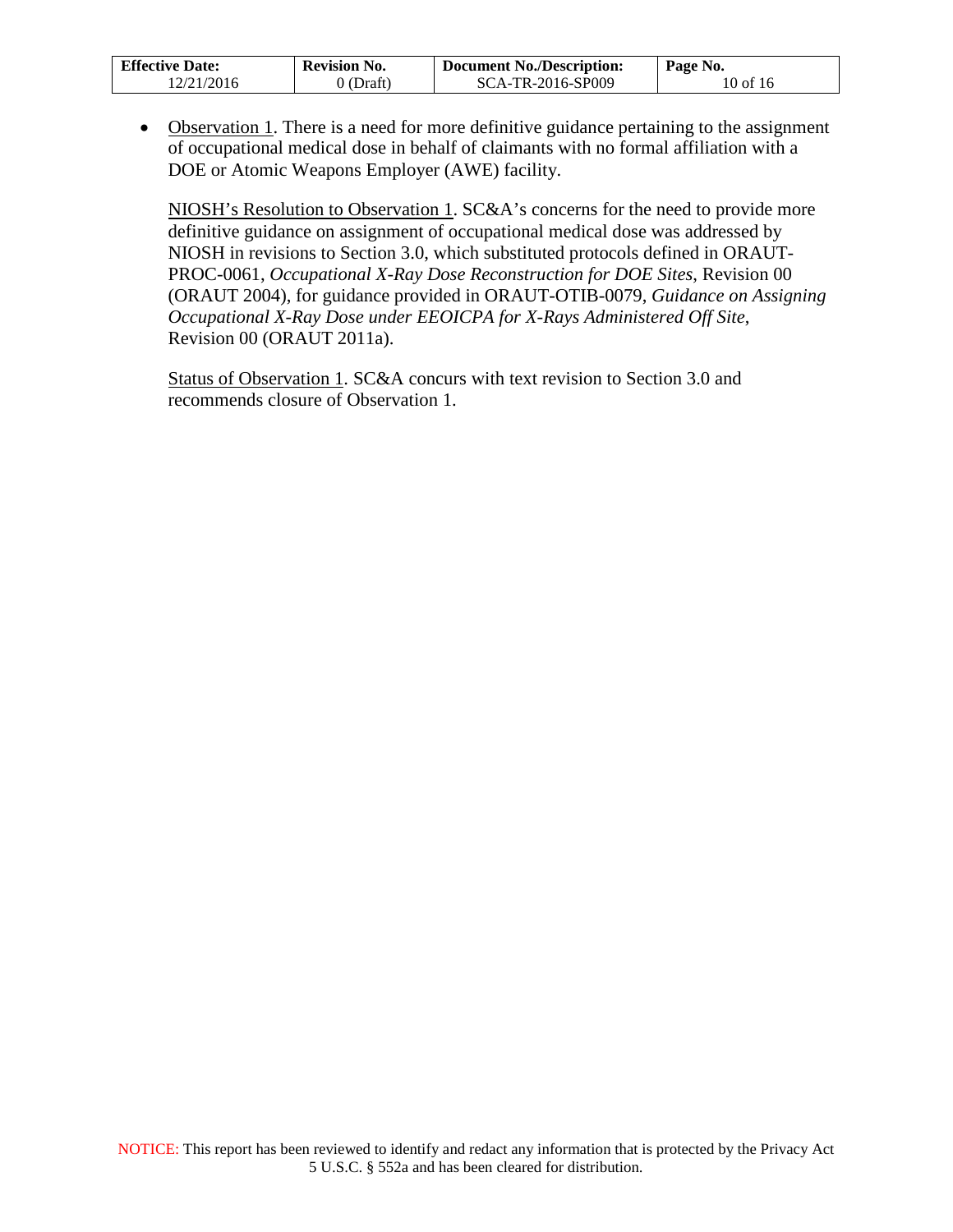- Observation 1. There is a need for more definitive guidance pertaining to the assignment of occupational medical dose in behalf of claimants with no formal affiliation with a DOE or Atomic Weapons Employer (AWE) facility.

  NIOSH's Resolution to Observation 1. SC&A's concerns for the need to provide more definitive guidance on assignment of occupational medical dose was addressed by NIOSH in revisions to Section 3.0, which substituted protocols defined in ORAUT-PROC-0061, *Occupational X-Ray Dose Reconstruction for DOE Sites*, Revision 00 (ORAUT 2004), for guidance provided in ORAUT-OTIB-0079, *Guidance on Assigning Occupational X-Ray Dose under EEOICPA for X-Rays Administered Off Site*, Revision 00 (ORAUT 2011a).

  Status of Observation 1. SC&A concurs with text revision to Section 3.0 and recommends closure of Observation 1.

NOTICE: This report has been reviewed to identify and redact any information that is protected by the Privacy Act 5 U.S.C. § 552a and has been cleared for distribution.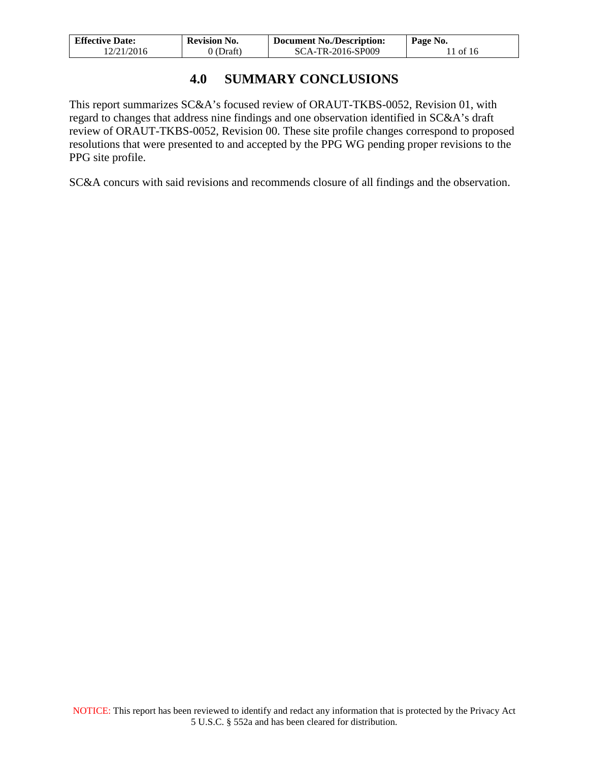# 4.0 SUMMARY CONCLUSIONS

This report summarizes SC&A's focused review of ORAUT-TKBS-0052, Revision 01, with regard to changes that address nine findings and one observation identified in SC&A's draft review of ORAUT-TKBS-0052, Revision 00. These site profile changes correspond to proposed resolutions that were presented to and accepted by the PPG WG pending proper revisions to the PPG site profile.

SC&A concurs with said revisions and recommends closure of all findings and the observation.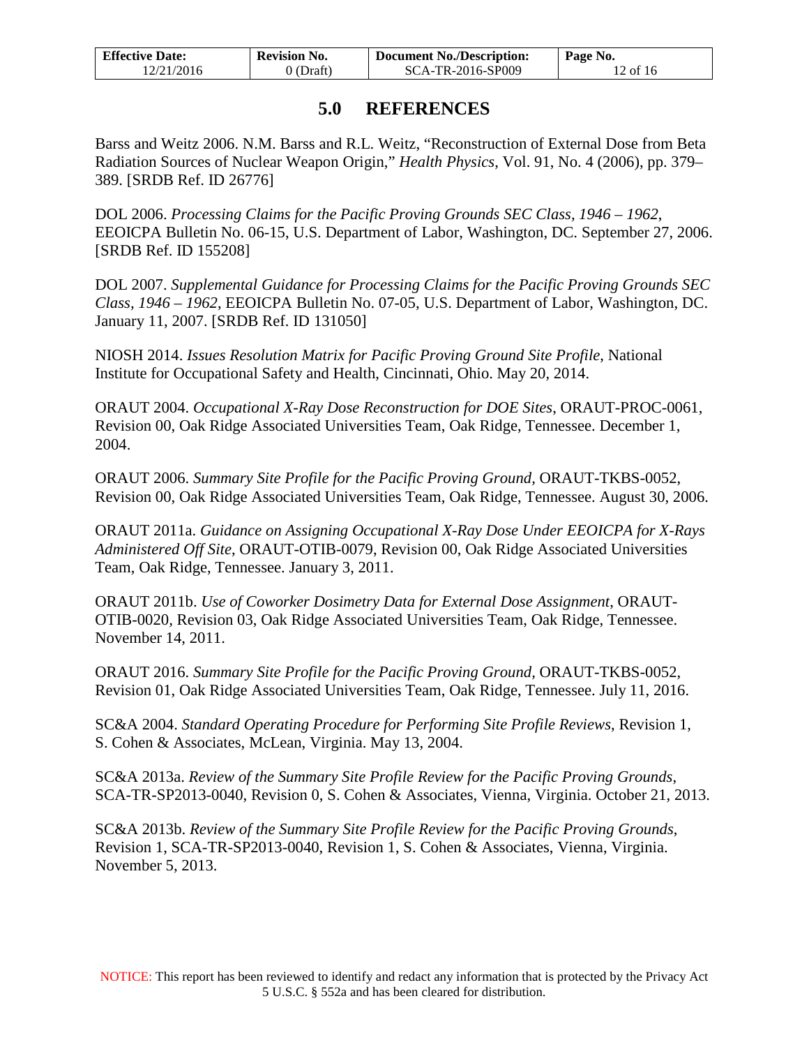# 5.0 REFERENCES

Barss and Weitz 2006. N.M. Barss and R.L. Weitz, "Reconstruction of External Dose from Beta Radiation Sources of Nuclear Weapon Origin," *Health Physics*, Vol. 91, No. 4 (2006), pp. 379–389. [SRDB Ref. ID 26776]

DOL 2006. *Processing Claims for the Pacific Proving Grounds SEC Class, 1946 – 1962*, EEOICPA Bulletin No. 06-15, U.S. Department of Labor, Washington, DC. September 27, 2006. [SRDB Ref. ID 155208]

DOL 2007. *Supplemental Guidance for Processing Claims for the Pacific Proving Grounds SEC Class, 1946 – 1962*, EEOICPA Bulletin No. 07-05, U.S. Department of Labor, Washington, DC. January 11, 2007. [SRDB Ref. ID 131050]

NIOSH 2014. *Issues Resolution Matrix for Pacific Proving Ground Site Profile*, National Institute for Occupational Safety and Health, Cincinnati, Ohio. May 20, 2014.

ORAUT 2004. *Occupational X-Ray Dose Reconstruction for DOE Sites*, ORAUT-PROC-0061, Revision 00, Oak Ridge Associated Universities Team, Oak Ridge, Tennessee. December 1, 2004.

ORAUT 2006. *Summary Site Profile for the Pacific Proving Ground*, ORAUT-TKBS-0052, Revision 00, Oak Ridge Associated Universities Team, Oak Ridge, Tennessee. August 30, 2006.

ORAUT 2011a. *Guidance on Assigning Occupational X-Ray Dose Under EEOICPA for X-Rays Administered Off Site*, ORAUT-OTIB-0079, Revision 00, Oak Ridge Associated Universities Team, Oak Ridge, Tennessee. January 3, 2011.

ORAUT 2011b. *Use of Coworker Dosimetry Data for External Dose Assignment*, ORAUT-OTIB-0020, Revision 03, Oak Ridge Associated Universities Team, Oak Ridge, Tennessee. November 14, 2011.

ORAUT 2016. *Summary Site Profile for the Pacific Proving Ground*, ORAUT-TKBS-0052, Revision 01, Oak Ridge Associated Universities Team, Oak Ridge, Tennessee. July 11, 2016.

SC&A 2004. *Standard Operating Procedure for Performing Site Profile Reviews*, Revision 1, S. Cohen & Associates, McLean, Virginia. May 13, 2004.

SC&A 2013a. *Review of the Summary Site Profile Review for the Pacific Proving Grounds*, SCA-TR-SP2013-0040, Revision 0, S. Cohen & Associates, Vienna, Virginia. October 21, 2013.

SC&A 2013b. *Review of the Summary Site Profile Review for the Pacific Proving Grounds*, Revision 1, SCA-TR-SP2013-0040, Revision 1, S. Cohen & Associates, Vienna, Virginia. November 5, 2013.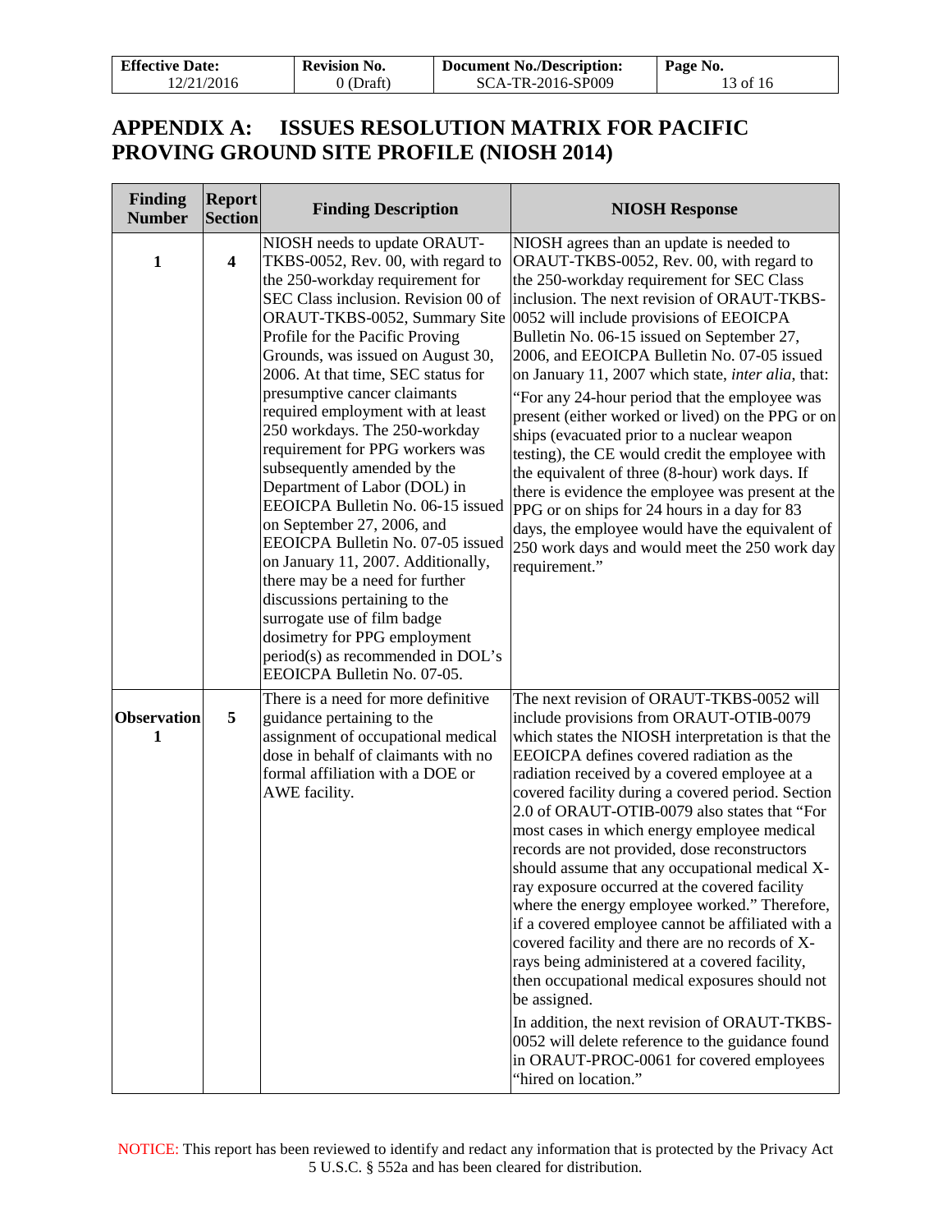# APPENDIX A: ISSUES RESOLUTION MATRIX FOR PACIFIC PROVING GROUND SITE PROFILE (NIOSH 2014)

| Finding Number | Report Section | Finding Description | NIOSH Response |
|---|---|---|---|
| **1** | **4** | NIOSH needs to update ORAUT-TKBS-0052, Rev. 00, with regard to the 250-workday requirement for SEC Class inclusion. Revision 00 of ORAUT-TKBS-0052, Summary Site Profile for the Pacific Proving Grounds, was issued on August 30, 2006. At that time, SEC status for presumptive cancer claimants required employment with at least 250 workdays. The 250-workday requirement for PPG workers was subsequently amended by the Department of Labor (DOL) in EEOICPA Bulletin No. 06-15 issued on September 27, 2006, and EEOICPA Bulletin No. 07-05 issued on January 11, 2007. Additionally, there may be a need for further discussions pertaining to the surrogate use of film badge dosimetry for PPG employment period(s) as recommended in DOL's EEOICPA Bulletin No. 07-05. | NIOSH agrees than an update is needed to ORAUT-TKBS-0052, Rev. 00, with regard to the 250-workday requirement for SEC Class inclusion. The next revision of ORAUT-TKBS-0052 will include provisions of EEOICPA Bulletin No. 06-15 issued on September 27, 2006, and EEOICPA Bulletin No. 07-05 issued on January 11, 2007 which state, *inter alia*, that: "For any 24-hour period that the employee was present (either worked or lived) on the PPG or on ships (evacuated prior to a nuclear weapon testing), the CE would credit the employee with the equivalent of three (8-hour) work days. If there is evidence the employee was present at the PPG or on ships for 24 hours in a day for 83 days, the employee would have the equivalent of 250 work days and would meet the 250 work day requirement." |
| **Observation 1** | **5** | There is a need for more definitive guidance pertaining to the assignment of occupational medical dose in behalf of claimants with no formal affiliation with a DOE or AWE facility. | The next revision of ORAUT-TKBS-0052 will include provisions from ORAUT-OTIB-0079 which states the NIOSH interpretation is that the EEOICPA defines covered radiation as the radiation received by a covered employee at a covered facility during a covered period. Section 2.0 of ORAUT-OTIB-0079 also states that "For most cases in which energy employee medical records are not provided, dose reconstructors should assume that any occupational medical X-ray exposure occurred at the covered facility where the energy employee worked." Therefore, if a covered employee cannot be affiliated with a covered facility and there are no records of X-rays being administered at a covered facility, then occupational medical exposures should not be assigned.<br><br>In addition, the next revision of ORAUT-TKBS-0052 will delete reference to the guidance found in ORAUT-PROC-0061 for covered employees "hired on location." |

NOTICE: This report has been reviewed to identify and redact any information that is protected by the Privacy Act 5 U.S.C. § 552a and has been cleared for distribution.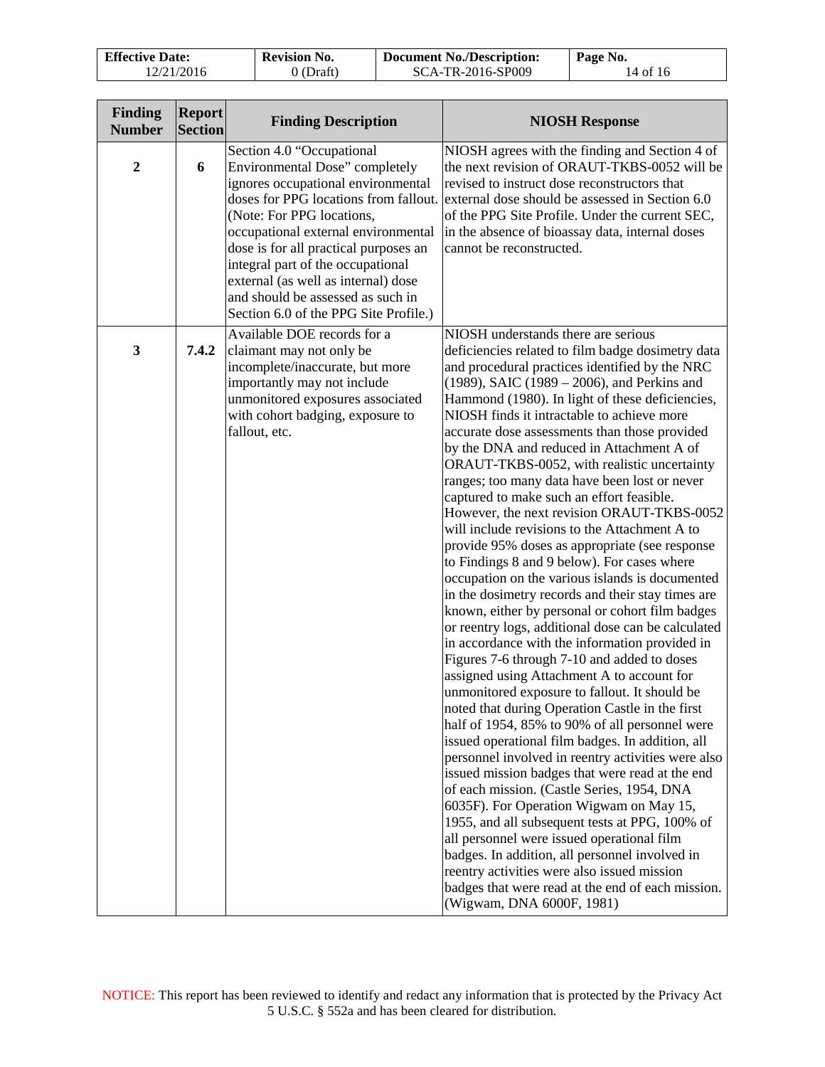| Finding Number | Report Section | Finding Description | NIOSH Response |
|---|---|---|---|
| 2 | 6 | Section 4.0 "Occupational Environmental Dose" completely ignores occupational environmental doses for PPG locations from fallout. (Note: For PPG locations, occupational external environmental dose is for all practical purposes an integral part of the occupational external (as well as internal) dose and should be assessed as such in Section 6.0 of the PPG Site Profile.) | NIOSH agrees with the finding and Section 4 of the next revision of ORAUT-TKBS-0052 will be revised to instruct dose reconstructors that external dose should be assessed in Section 6.0 of the PPG Site Profile. Under the current SEC, in the absence of bioassay data, internal doses cannot be reconstructed. |
| 3 | 7.4.2 | Available DOE records for a claimant may not only be incomplete/inaccurate, but more importantly may not include unmonitored exposures associated with cohort badging, exposure to fallout, etc. | NIOSH understands there are serious deficiencies related to film badge dosimetry data and procedural practices identified by the NRC (1989), SAIC (1989 – 2006), and Perkins and Hammond (1980). In light of these deficiencies, NIOSH finds it intractable to achieve more accurate dose assessments than those provided by the DNA and reduced in Attachment A of ORAUT-TKBS-0052, with realistic uncertainty ranges; too many data have been lost or never captured to make such an effort feasible. However, the next revision ORAUT-TKBS-0052 will include revisions to the Attachment A to provide 95% doses as appropriate (see response to Findings 8 and 9 below). For cases where occupation on the various islands is documented in the dosimetry records and their stay times are known, either by personal or cohort film badges or reentry logs, additional dose can be calculated in accordance with the information provided in Figures 7-6 through 7-10 and added to doses assigned using Attachment A to account for unmonitored exposure to fallout. It should be noted that during Operation Castle in the first half of 1954, 85% to 90% of all personnel were issued operational film badges. In addition, all personnel involved in reentry activities were also issued mission badges that were read at the end of each mission. (Castle Series, 1954, DNA 6035F). For Operation Wigwam on May 15, 1955, and all subsequent tests at PPG, 100% of all personnel were issued operational film badges. In addition, all personnel involved in reentry activities were also issued mission badges that were read at the end of each mission. (Wigwam, DNA 6000F, 1981) |

NOTICE: This report has been reviewed to identify and redact any information that is protected by the Privacy Act 5 U.S.C. § 552a and has been cleared for distribution.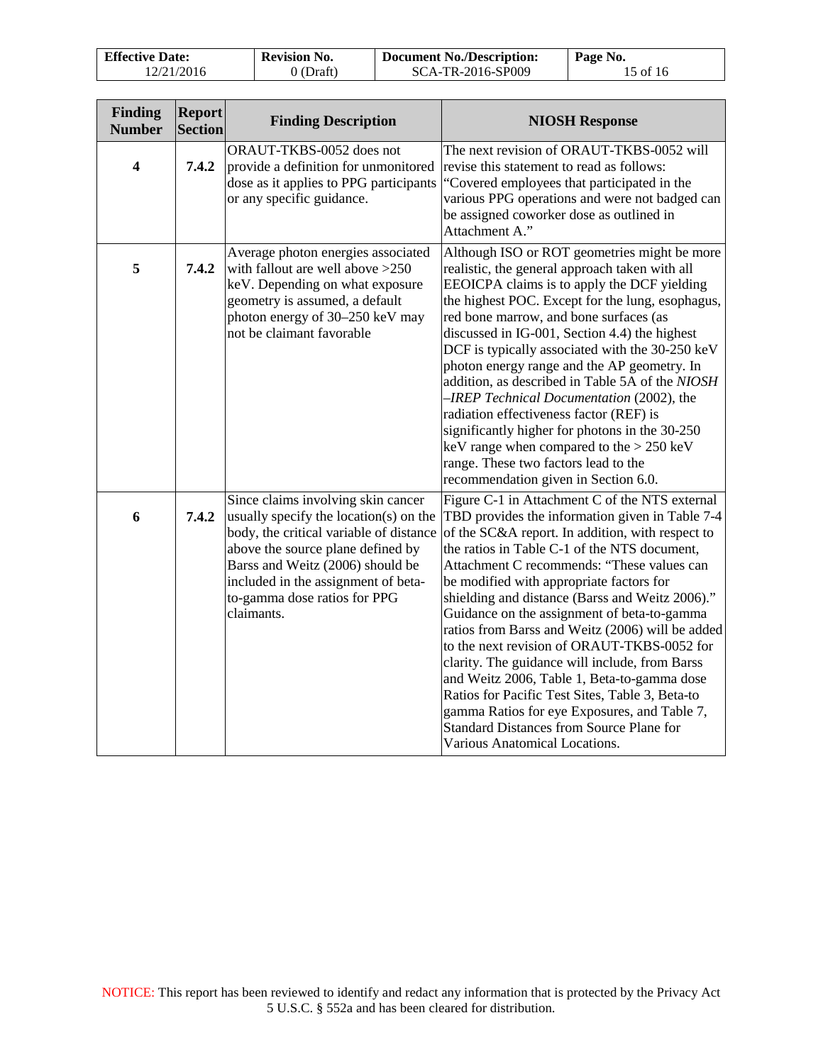| Finding Number | Report Section | Finding Description | NIOSH Response |
|---|---|---|---|
| **4** | **7.4.2** | ORAUT-TKBS-0052 does not provide a definition for unmonitored dose as it applies to PPG participants or any specific guidance. | The next revision of ORAUT-TKBS-0052 will revise this statement to read as follows: "Covered employees that participated in the various PPG operations and were not badged can be assigned coworker dose as outlined in Attachment A." |
| **5** | **7.4.2** | Average photon energies associated with fallout are well above >250 keV. Depending on what exposure geometry is assumed, a default photon energy of 30–250 keV may not be claimant favorable | Although ISO or ROT geometries might be more realistic, the general approach taken with all EEOICPA claims is to apply the DCF yielding the highest POC. Except for the lung, esophagus, red bone marrow, and bone surfaces (as discussed in IG-001, Section 4.4) the highest DCF is typically associated with the 30-250 keV photon energy range and the AP geometry. In addition, as described in Table 5A of the *NIOSH –IREP Technical Documentation* (2002), the radiation effectiveness factor (REF) is significantly higher for photons in the 30-250 keV range when compared to the > 250 keV range. These two factors lead to the recommendation given in Section 6.0. |
| **6** | **7.4.2** | Since claims involving skin cancer usually specify the location(s) on the body, the critical variable of distance above the source plane defined by Barss and Weitz (2006) should be included in the assignment of beta-to-gamma dose ratios for PPG claimants. | Figure C-1 in Attachment C of the NTS external TBD provides the information given in Table 7-4 of the SC&A report. In addition, with respect to the ratios in Table C-1 of the NTS document, Attachment C recommends: "These values can be modified with appropriate factors for shielding and distance (Barss and Weitz 2006)." Guidance on the assignment of beta-to-gamma ratios from Barss and Weitz (2006) will be added to the next revision of ORAUT-TKBS-0052 for clarity. The guidance will include, from Barss and Weitz 2006, Table 1, Beta-to-gamma dose Ratios for Pacific Test Sites, Table 3, Beta-to gamma Ratios for eye Exposures, and Table 7, Standard Distances from Source Plane for Various Anatomical Locations. |

NOTICE: This report has been reviewed to identify and redact any information that is protected by the Privacy Act 5 U.S.C. § 552a and has been cleared for distribution.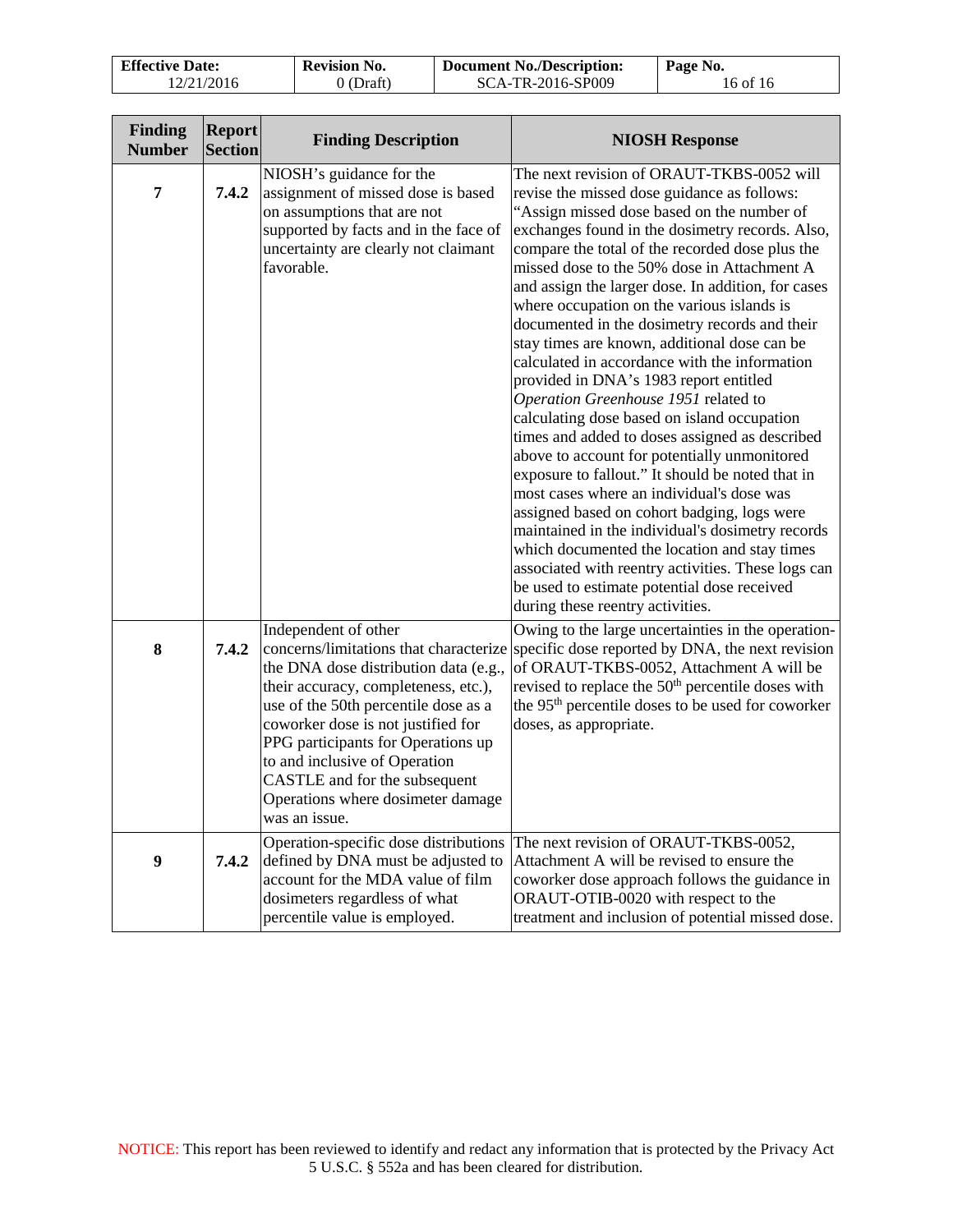| Finding Number | Report Section | Finding Description | NIOSH Response |
|---|---|---|---|
| 7 | 7.4.2 | NIOSH's guidance for the assignment of missed dose is based on assumptions that are not supported by facts and in the face of uncertainty are clearly not claimant favorable. | The next revision of ORAUT-TKBS-0052 will revise the missed dose guidance as follows: "Assign missed dose based on the number of exchanges found in the dosimetry records. Also, compare the total of the recorded dose plus the missed dose to the 50% dose in Attachment A and assign the larger dose. In addition, for cases where occupation on the various islands is documented in the dosimetry records and their stay times are known, additional dose can be calculated in accordance with the information provided in DNA's 1983 report entitled *Operation Greenhouse 1951* related to calculating dose based on island occupation times and added to doses assigned as described above to account for potentially unmonitored exposure to fallout." It should be noted that in most cases where an individual's dose was assigned based on cohort badging, logs were maintained in the individual's dosimetry records which documented the location and stay times associated with reentry activities. These logs can be used to estimate potential dose received during these reentry activities. |
| 8 | 7.4.2 | Independent of other concerns/limitations that characterize the DNA dose distribution data (e.g., their accuracy, completeness, etc.), use of the 50th percentile dose as a coworker dose is not justified for PPG participants for Operations up to and inclusive of Operation CASTLE and for the subsequent Operations where dosimeter damage was an issue. | Owing to the large uncertainties in the operation-specific dose reported by DNA, the next revision of ORAUT-TKBS-0052, Attachment A will be revised to replace the 50$^{th}$ percentile doses with the 95$^{th}$ percentile doses to be used for coworker doses, as appropriate. |
| 9 | 7.4.2 | Operation-specific dose distributions defined by DNA must be adjusted to account for the MDA value of film dosimeters regardless of what percentile value is employed. | The next revision of ORAUT-TKBS-0052, Attachment A will be revised to ensure the coworker dose approach follows the guidance in ORAUT-OTIB-0020 with respect to the treatment and inclusion of potential missed dose. |

NOTICE: This report has been reviewed to identify and redact any information that is protected by the Privacy Act 5 U.S.C. § 552a and has been cleared for distribution.